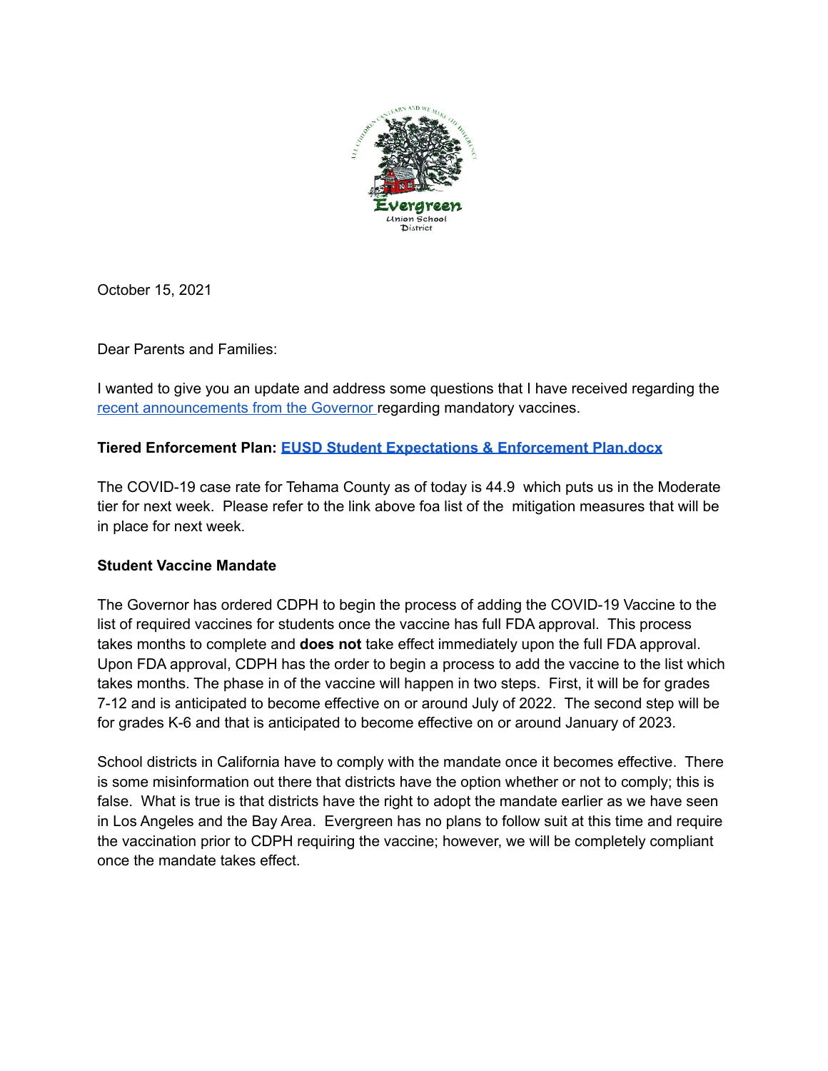October 15, 2021

Dear Parents and Families:

I wanted to give you an update and address some questions that I have received regarding the [recent announcements from the Governor](#) regarding mandatory vaccines.

**Tiered Enforcement Plan: [EUSD Student Expectations & Enforcement Plan.docx](#)**

The COVID-19 case rate for Tehama County as of today is 44.9 which puts us in the Moderate tier for next week. Please refer to the link above foa list of the mitigation measures that will be in place for next week.

**Student Vaccine Mandate**

The Governor has ordered CDPH to begin the process of adding the COVID-19 Vaccine to the list of required vaccines for students once the vaccine has full FDA approval. This process takes months to complete and **does not** take effect immediately upon the full FDA approval. Upon FDA approval, CDPH has the order to begin a process to add the vaccine to the list which takes months. The phase in of the vaccine will happen in two steps. First, it will be for grades 7-12 and is anticipated to become effective on or around July of 2022. The second step will be for grades K-6 and that is anticipated to become effective on or around January of 2023.

School districts in California have to comply with the mandate once it becomes effective. There is some misinformation out there that districts have the option whether or not to comply; this is false. What is true is that districts have the right to adopt the mandate earlier as we have seen in Los Angeles and the Bay Area. Evergreen has no plans to follow suit at this time and require the vaccination prior to CDPH requiring the vaccine; however, we will be completely compliant once the mandate takes effect.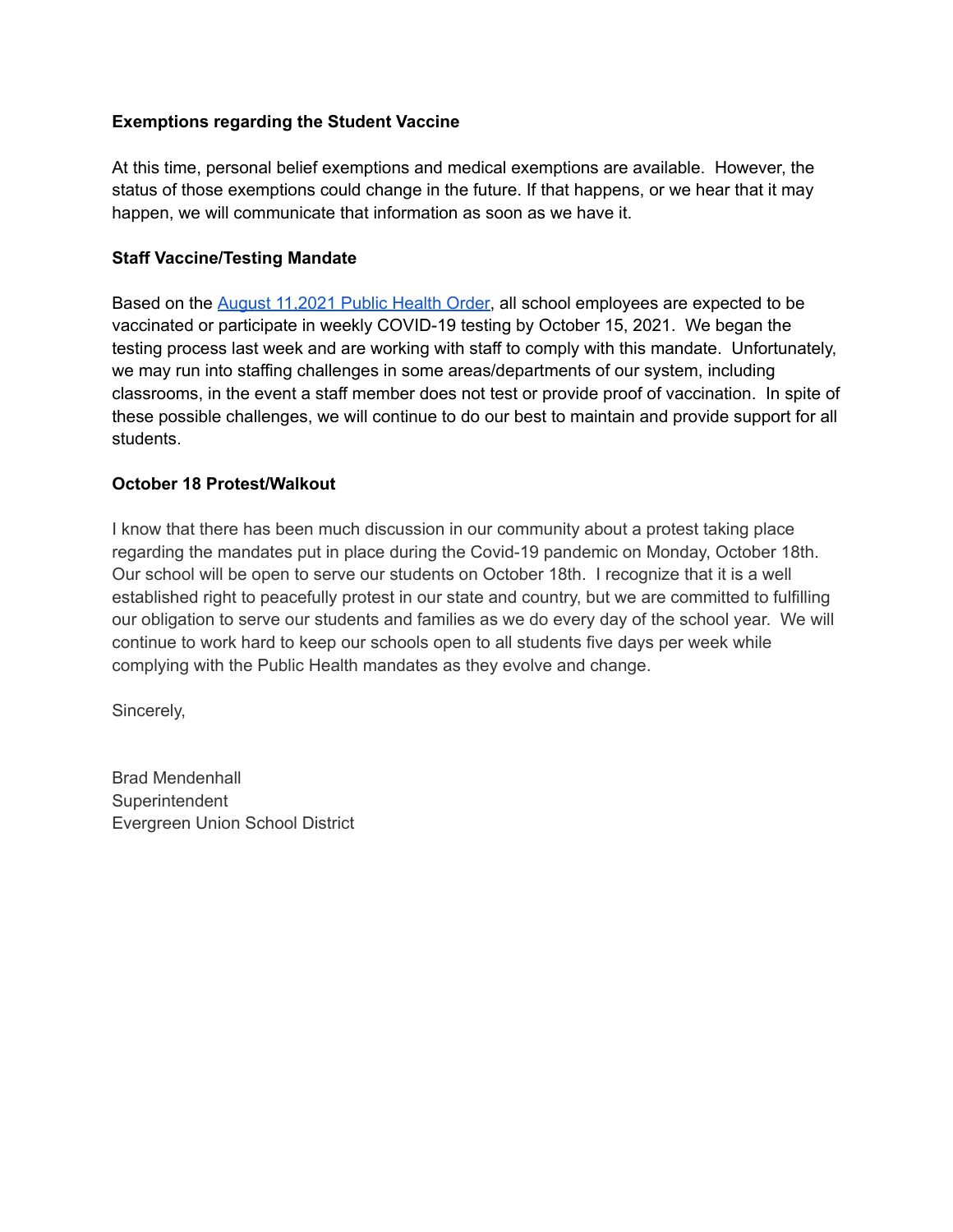**Exemptions regarding the Student Vaccine**

At this time, personal belief exemptions and medical exemptions are available. However, the status of those exemptions could change in the future. If that happens, or we hear that it may happen, we will communicate that information as soon as we have it.

**Staff Vaccine/Testing Mandate**

Based on the [August 11,2021 Public Health Order](), all school employees are expected to be vaccinated or participate in weekly COVID-19 testing by October 15, 2021. We began the testing process last week and are working with staff to comply with this mandate. Unfortunately, we may run into staffing challenges in some areas/departments of our system, including classrooms, in the event a staff member does not test or provide proof of vaccination. In spite of these possible challenges, we will continue to do our best to maintain and provide support for all students.

**October 18 Protest/Walkout**

I know that there has been much discussion in our community about a protest taking place regarding the mandates put in place during the Covid-19 pandemic on Monday, October 18th. Our school will be open to serve our students on October 18th. I recognize that it is a well established right to peacefully protest in our state and country, but we are committed to fulfilling our obligation to serve our students and families as we do every day of the school year. We will continue to work hard to keep our schools open to all students five days per week while complying with the Public Health mandates as they evolve and change.

Sincerely,

Brad Mendenhall
Superintendent
Evergreen Union School District